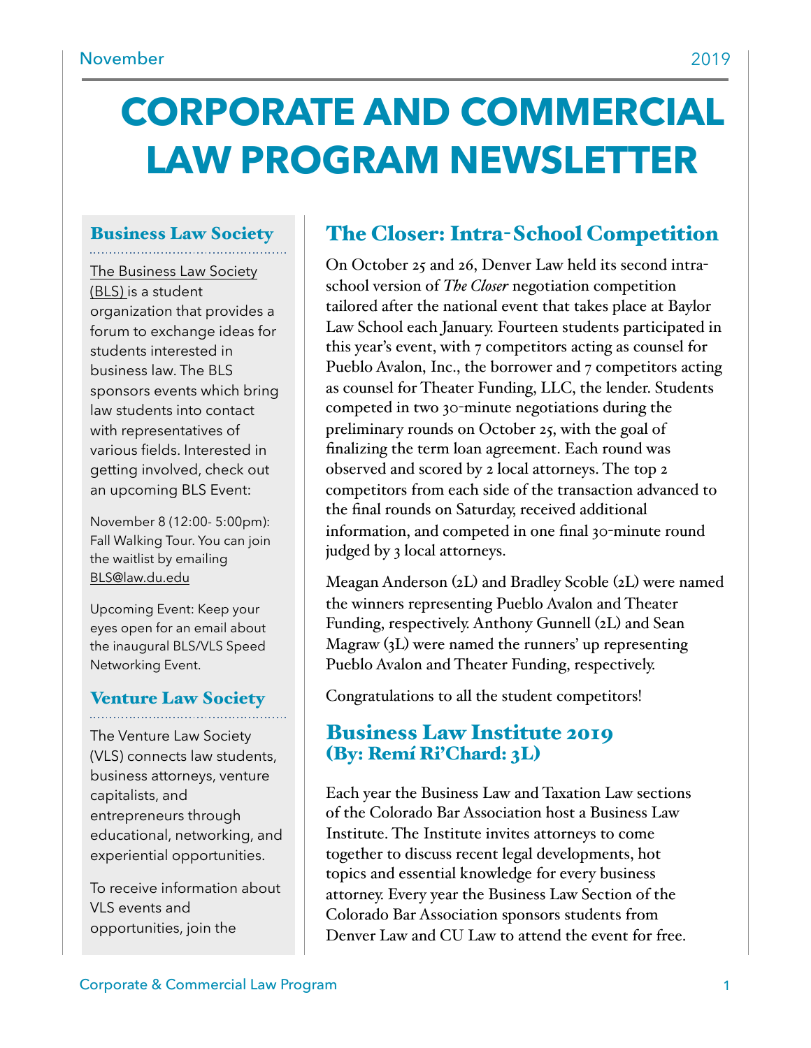# CORPORATE AND COMMERCIAL LAW PROGRAM NEWSLETTER

November 2019

## Business Law Society

The Business Law Society (BLS) is a student organization that provides a forum to exchange ideas for students interested in business law. The BLS sponsors events which bring law students into contact with representatives of various fields. Interested in getting involved, check out an upcoming BLS Event:

November 8 (12:00- 5:00pm): Fall Walking Tour. You can join the waitlist by emailing BLS@law.du.edu

Upcoming Event: Keep your eyes open for an email about the inaugural BLS/VLS Speed Networking Event.

## Venture Law Society

The Venture Law Society (VLS) connects law students, business attorneys, venture capitalists, and entrepreneurs through educational, networking, and experiential opportunities.

To receive information about VLS events and opportunities, join the

## The Closer: Intra-School Competition

On October 25 and 26, Denver Law held its second intra-school version of *The Closer* negotiation competition tailored after the national event that takes place at Baylor Law School each January. Fourteen students participated in this year's event, with 7 competitors acting as counsel for Pueblo Avalon, Inc., the borrower and 7 competitors acting as counsel for Theater Funding, LLC, the lender. Students competed in two 30-minute negotiations during the preliminary rounds on October 25, with the goal of finalizing the term loan agreement. Each round was observed and scored by 2 local attorneys. The top 2 competitors from each side of the transaction advanced to the final rounds on Saturday, received additional information, and competed in one final 30-minute round judged by 3 local attorneys.

Meagan Anderson (2L) and Bradley Scoble (2L) were named the winners representing Pueblo Avalon and Theater Funding, respectively. Anthony Gunnell (2L) and Sean Magraw (3L) were named the runners' up representing Pueblo Avalon and Theater Funding, respectively.

Congratulations to all the student competitors!

## Business Law Institute 2019
### (By: Remí Ri'Chard: 3L)

Each year the Business Law and Taxation Law sections of the Colorado Bar Association host a Business Law Institute. The Institute invites attorneys to come together to discuss recent legal developments, hot topics and essential knowledge for every business attorney. Every year the Business Law Section of the Colorado Bar Association sponsors students from Denver Law and CU Law to attend the event for free.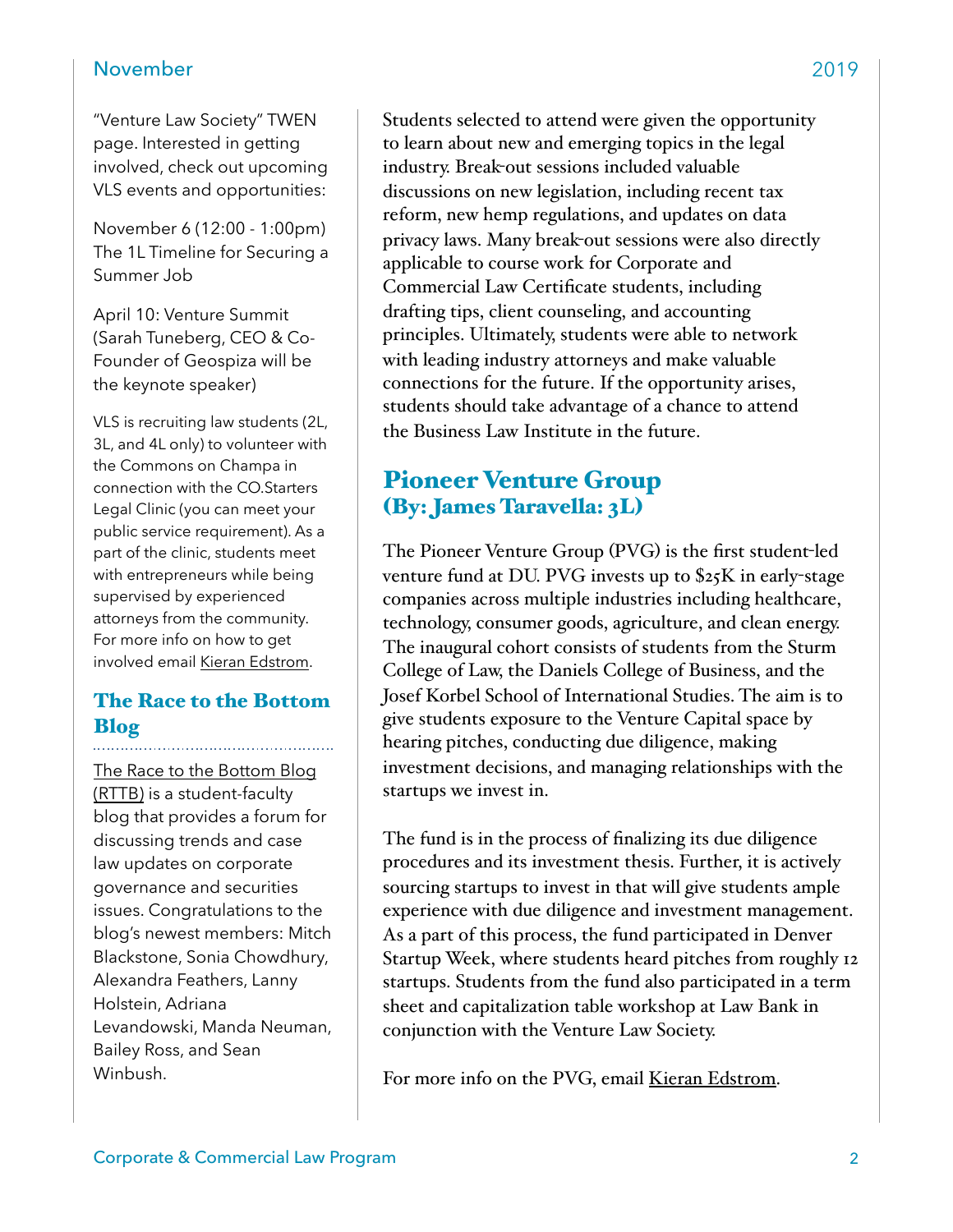"Venture Law Society" TWEN page. Interested in getting involved, check out upcoming VLS events and opportunities:

November 6 (12:00 - 1:00pm) The 1L Timeline for Securing a Summer Job

April 10: Venture Summit (Sarah Tuneberg, CEO & Co-Founder of Geospiza will be the keynote speaker)

VLS is recruiting law students (2L, 3L, and 4L only) to volunteer with the Commons on Champa in connection with the CO.Starters Legal Clinic (you can meet your public service requirement). As a part of the clinic, students meet with entrepreneurs while being supervised by experienced attorneys from the community. For more info on how to get involved email Kieran Edstrom.

## The Race to the Bottom Blog

The Race to the Bottom Blog (RTTB) is a student-faculty blog that provides a forum for discussing trends and case law updates on corporate governance and securities issues. Congratulations to the blog's newest members: Mitch Blackstone, Sonia Chowdhury, Alexandra Feathers, Lanny Holstein, Adriana Levandowski, Manda Neuman, Bailey Ross, and Sean Winbush.

Students selected to attend were given the opportunity to learn about new and emerging topics in the legal industry. Break-out sessions included valuable discussions on new legislation, including recent tax reform, new hemp regulations, and updates on data privacy laws. Many break-out sessions were also directly applicable to course work for Corporate and Commercial Law Certificate students, including drafting tips, client counseling, and accounting principles. Ultimately, students were able to network with leading industry attorneys and make valuable connections for the future. If the opportunity arises, students should take advantage of a chance to attend the Business Law Institute in the future.

## Pioneer Venture Group (By: James Taravella: 3L)

The Pioneer Venture Group (PVG) is the first student-led venture fund at DU. PVG invests up to $25K in early-stage companies across multiple industries including healthcare, technology, consumer goods, agriculture, and clean energy. The inaugural cohort consists of students from the Sturm College of Law, the Daniels College of Business, and the Josef Korbel School of International Studies. The aim is to give students exposure to the Venture Capital space by hearing pitches, conducting due diligence, making investment decisions, and managing relationships with the startups we invest in.

The fund is in the process of finalizing its due diligence procedures and its investment thesis. Further, it is actively sourcing startups to invest in that will give students ample experience with due diligence and investment management. As a part of this process, the fund participated in Denver Startup Week, where students heard pitches from roughly 12 startups. Students from the fund also participated in a term sheet and capitalization table workshop at Law Bank in conjunction with the Venture Law Society.

For more info on the PVG, email Kieran Edstrom.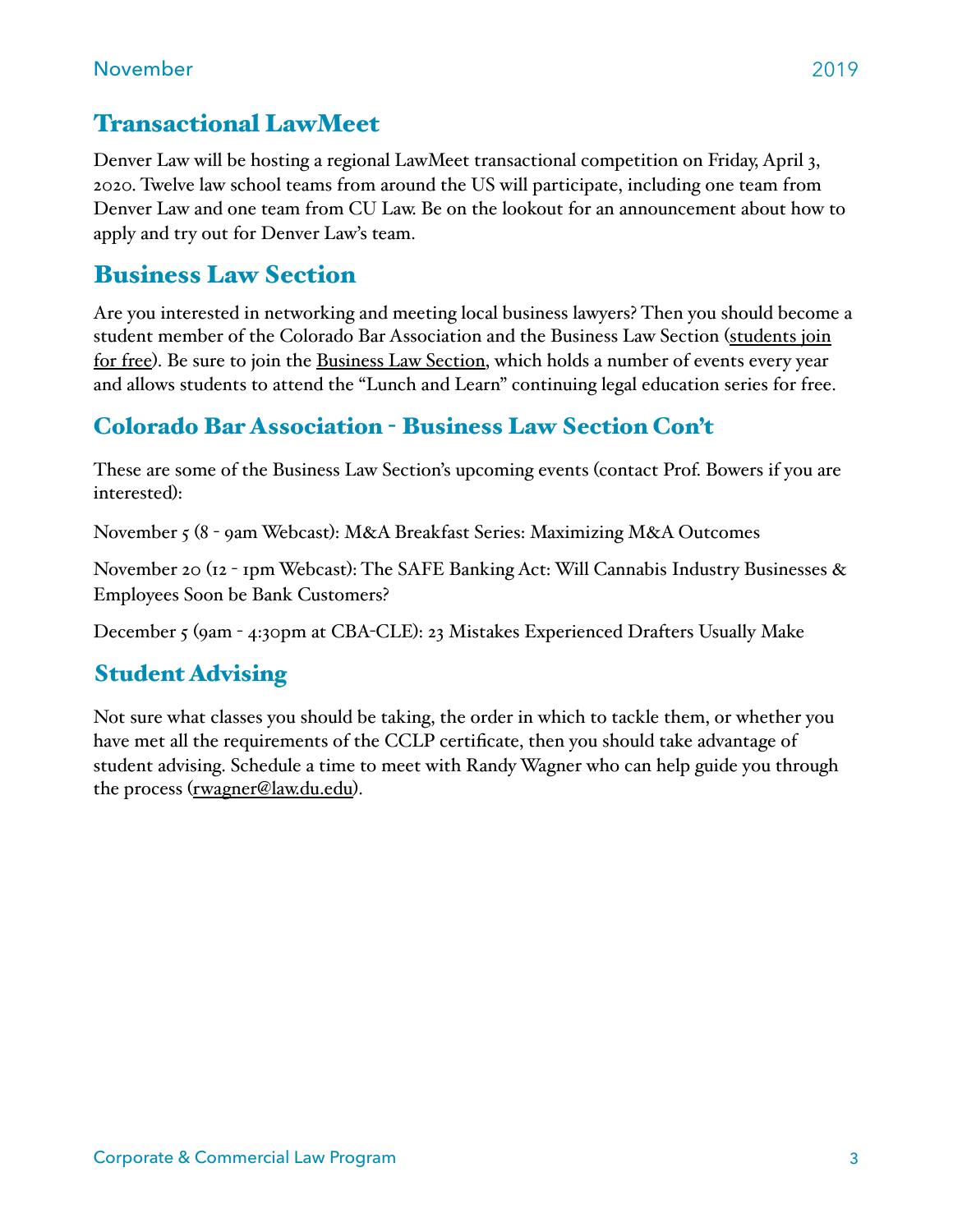## Transactional LawMeet

Denver Law will be hosting a regional LawMeet transactional competition on Friday, April 3, 2020. Twelve law school teams from around the US will participate, including one team from Denver Law and one team from CU Law. Be on the lookout for an announcement about how to apply and try out for Denver Law's team.

## Business Law Section

Are you interested in networking and meeting local business lawyers? Then you should become a student member of the Colorado Bar Association and the Business Law Section (students join for free). Be sure to join the Business Law Section, which holds a number of events every year and allows students to attend the "Lunch and Learn" continuing legal education series for free.

## Colorado Bar Association - Business Law Section Con't

These are some of the Business Law Section's upcoming events (contact Prof. Bowers if you are interested):

November 5 (8 - 9am Webcast): M&A Breakfast Series: Maximizing M&A Outcomes

November 20 (12 - 1pm Webcast): The SAFE Banking Act: Will Cannabis Industry Businesses & Employees Soon be Bank Customers?

December 5 (9am - 4:30pm at CBA-CLE): 23 Mistakes Experienced Drafters Usually Make

## Student Advising

Not sure what classes you should be taking, the order in which to tackle them, or whether you have met all the requirements of the CCLP certificate, then you should take advantage of student advising. Schedule a time to meet with Randy Wagner who can help guide you through the process (rwagner@law.du.edu).